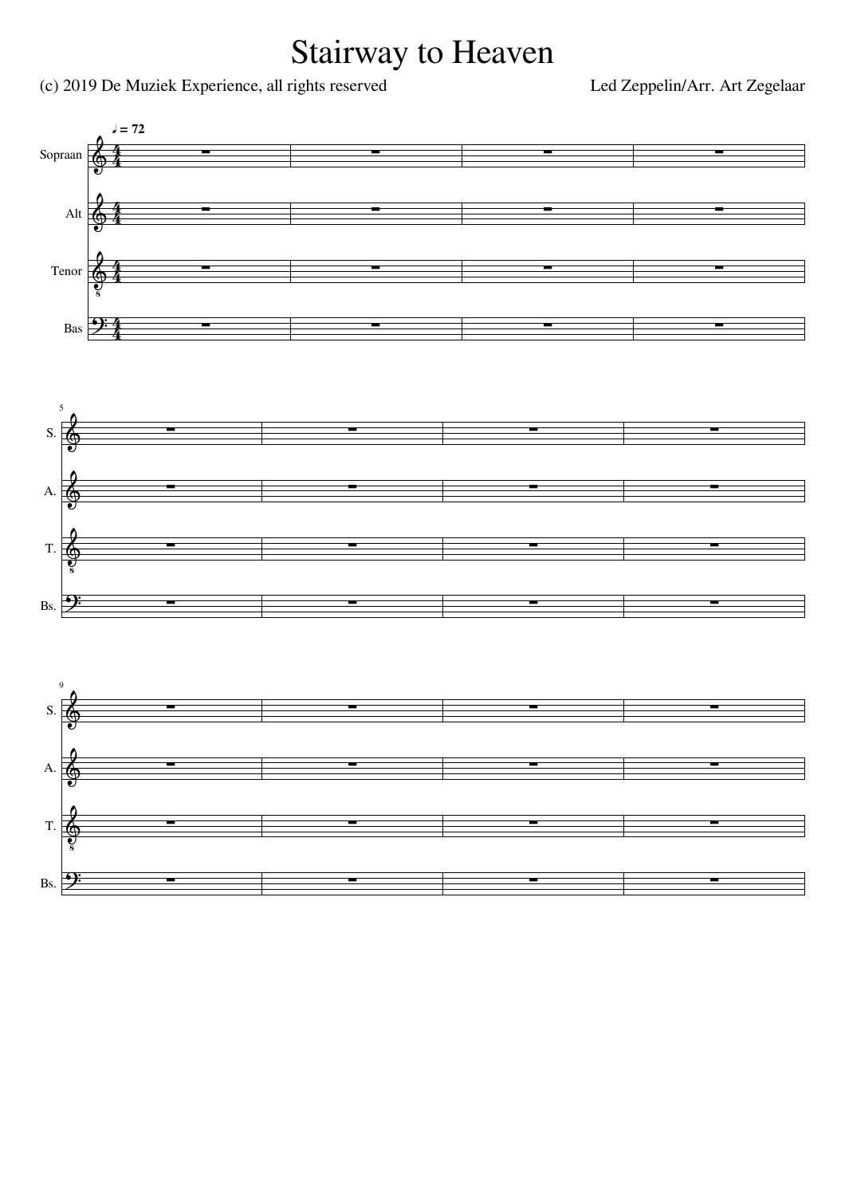# Stairway to Heaven

(c) 2019 De Muziek Experience, all rights reserved

Led Zeppelin/Arr. Art Zegelaar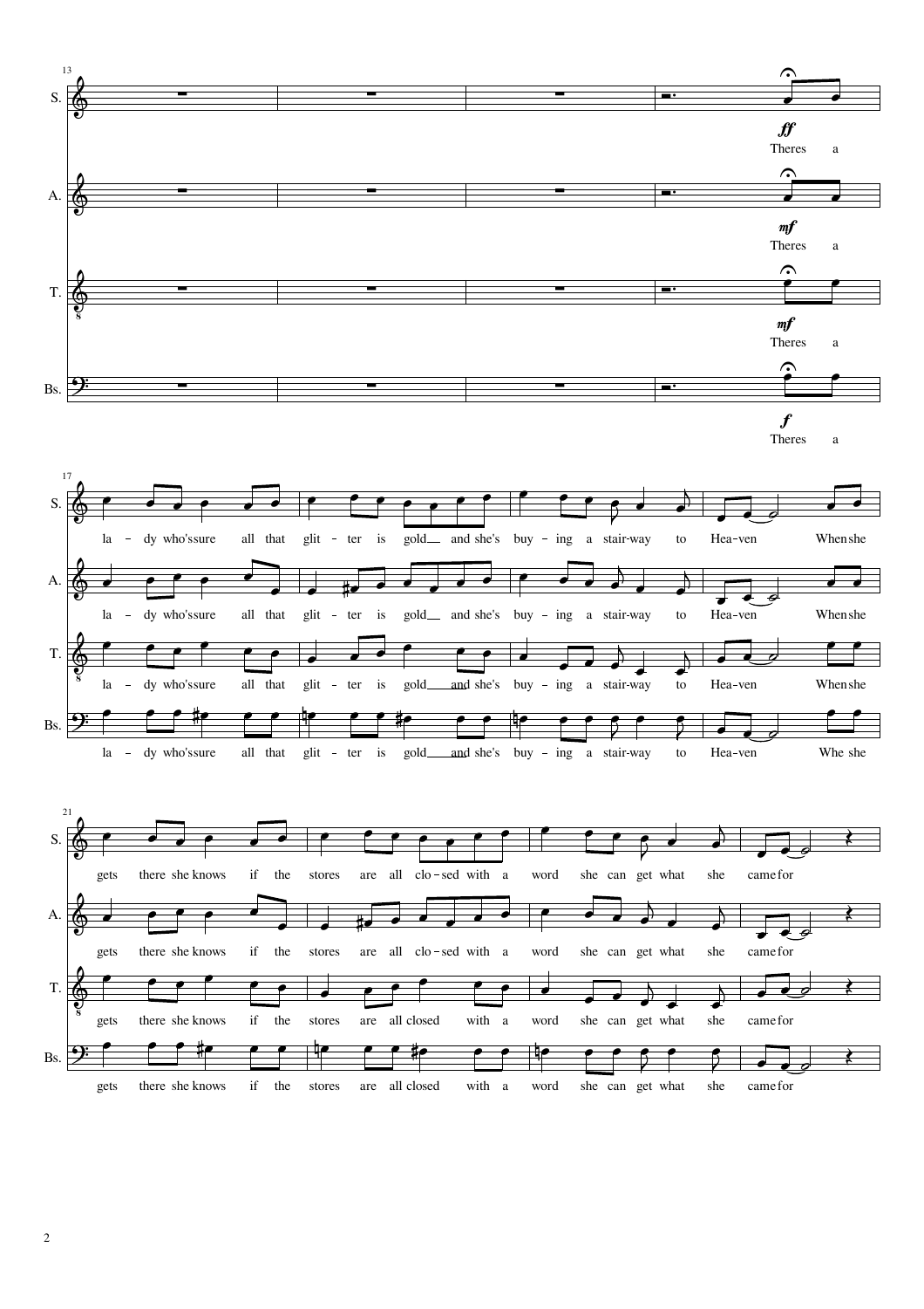13

S. *ff* Theres a

A. *mf* Theres a

T. *mf* Theres a

Bs. *f* Theres a

17

S. la – dy who'ssure all that glit – ter is gold\_\_ and she's buy – ing a stair-way to Hea-ven When she

A. la – dy who'ssure all that glit – ter is gold\_\_ and she's buy – ing a stair-way to Hea-ven When she

T. la – dy who'ssure all that glit – ter is gold\_\_\_and she's buy – ing a stair-way to Hea-ven When she

Bs. la – dy who'ssure all that glit – ter is gold\_\_\_and she's buy – ing a stair-way to Hea-ven Whe she

21

S. gets there she knows if the stores are all clo – sed with a word she can get what she came for

A. gets there she knows if the stores are all clo – sed with a word she can get what she came for

T. gets there she knows if the stores are all closed with a word she can get what she came for

Bs. gets there she knows if the stores are all closed with a word she can get what she came for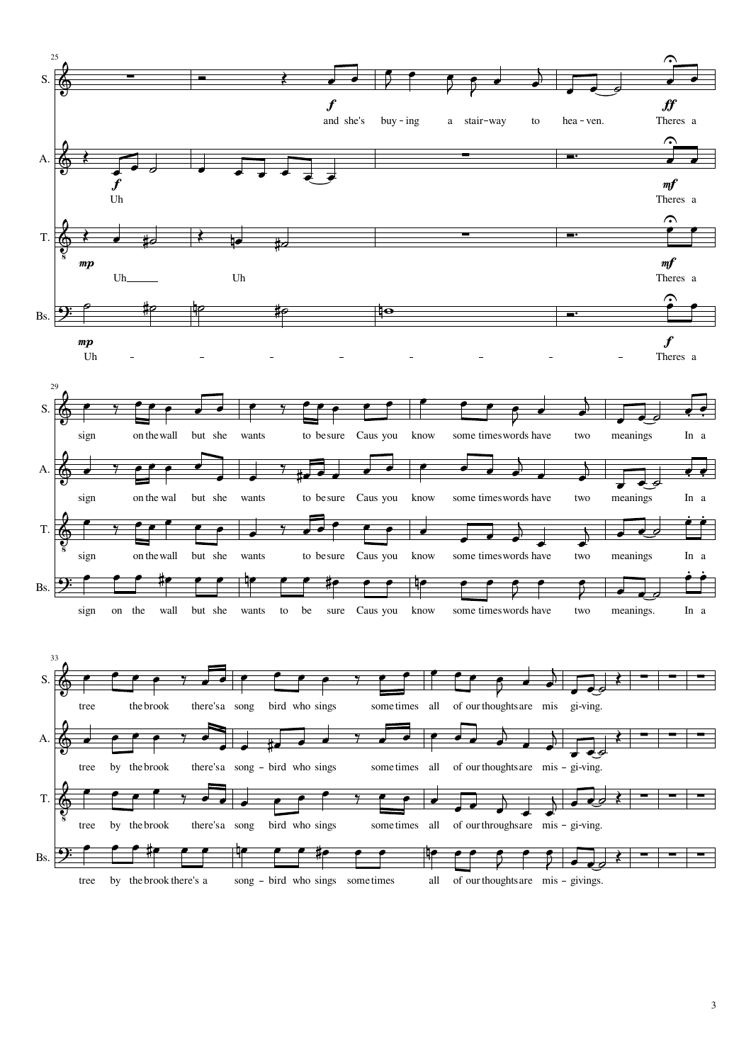**S.**
and she's buy - ing a stair-way to hea - ven. Theres a sign on the wall but she wants to be sure Caus you know some times words have two meanings In a tree the brook there's a song bird who sings some times all of our thoughts are mis gi-ving.

**A.**
Uh Theres a sign on the wal but she wants to be sure Caus you know some times words have two meanings In a tree by the brook there's a song - bird who sings some times all of our thoughts are mis - gi-ving.

**T.**
Uh Uh Theres a sign on the wall but she wants to be sure Caus you know some times words have two meanings In a tree by the brook there's a song bird who sings some times all of our throughs are mis - gi-ving.

**Bs.**
Uh Theres a sign on the wall but she wants to be sure Caus you know some times words have two meanings. In a tree by the brook there's a song - bird who sings some times all of our thoughts are mis - givings.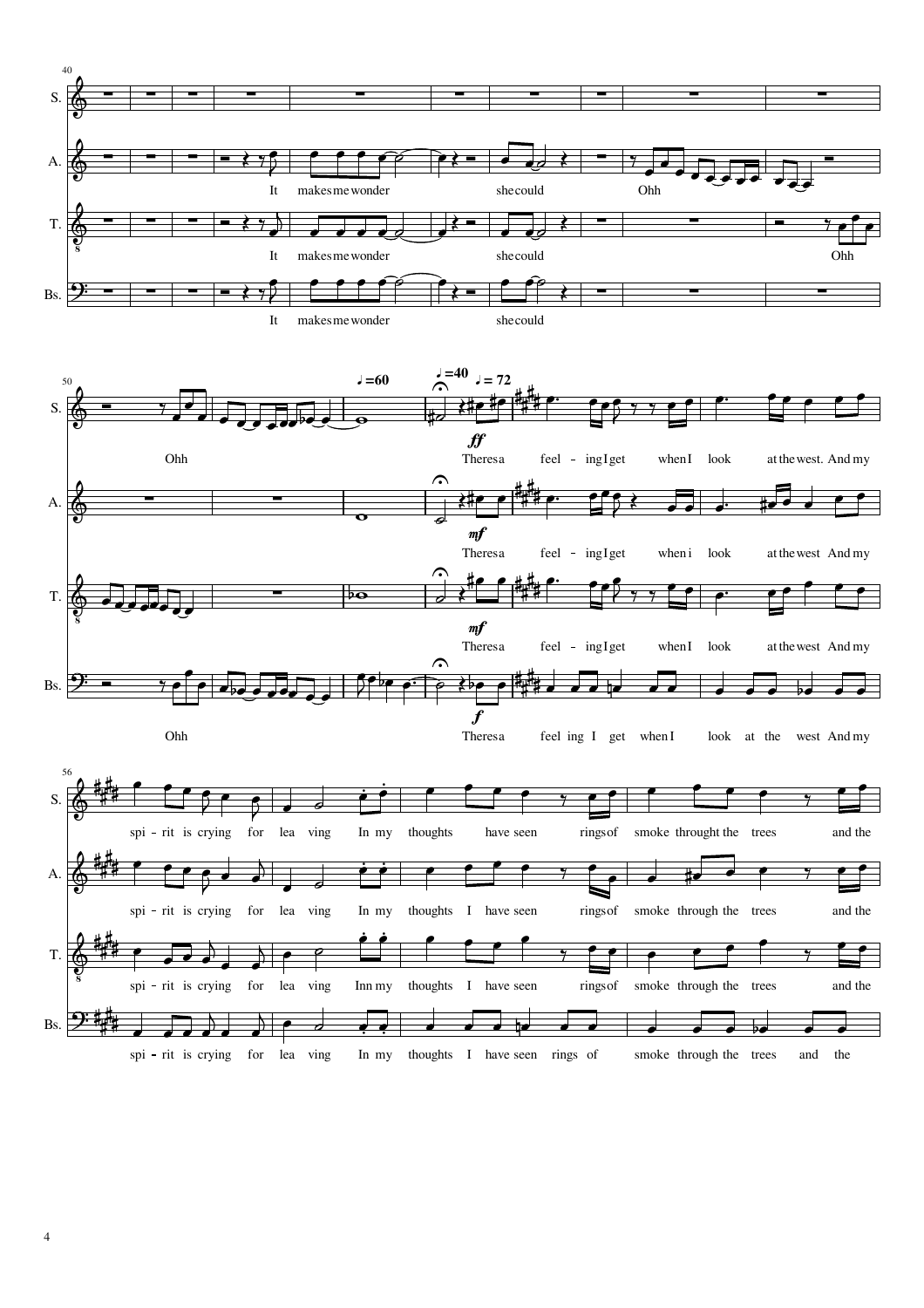S.

A.

T.

Bs.

It makes me wonder she could Ohh

It makes me wonder she could Ohh

It makes me wonder she could

♩=60 ♩=40 ♩= 72

*ff*

Theres a feel - ing I get when I look at the west. And my

*mf*

Theres a feel - ing I get when i look at the west And my

*mf*

Theres a feel - ing I get when I look at the west And my

*f*

Ohh Theres a feel ing I get when I look at the west And my

spi - rit is crying for lea ving In my thoughts have seen rings of smoke throught the trees and the

spi - rit is crying for lea ving In my thoughts I have seen rings of smoke through the trees and the

spi - rit is crying for lea ving Inn my thoughts I have seen rings of smoke through the trees and the

spi - rit is crying for lea ving In my thoughts I have seen rings of smoke through the trees and the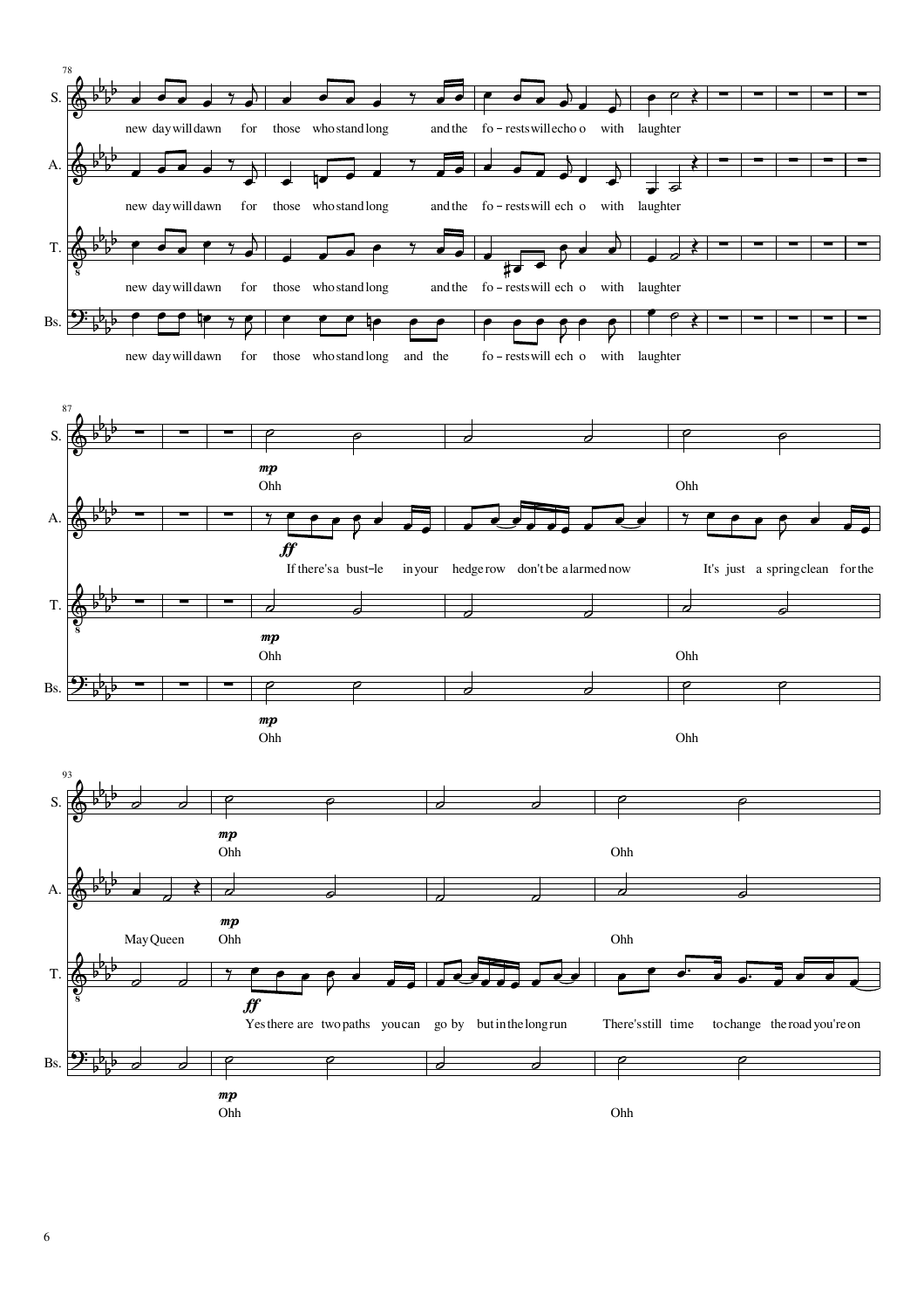**S.** new day will dawn for those who stand long and the fo – rests will echo o with laughter

**A.** new day will dawn for those who stand long and the fo – rests will ech o with laughter

**T.** new day will dawn for those who stand long and the fo – rests will ech o with laughter

**Bs.** new day will dawn for those who stand long and the fo – rests will ech o with laughter

**S.** *mp* Ohh Ohh

**A.** *ff* If there's a bust-le in your hedge row don't be alarmed now It's just a spring clean for the

**T.** *mp* Ohh Ohh

**Bs.** *mp* Ohh Ohh

**S.** *mp* Ohh Ohh

**A.** May Queen *mp* Ohh Ohh

**T.** *ff* Yes there are two paths you can go by but in the long run There's still time to change the road you're on

**Bs.** *mp* Ohh Ohh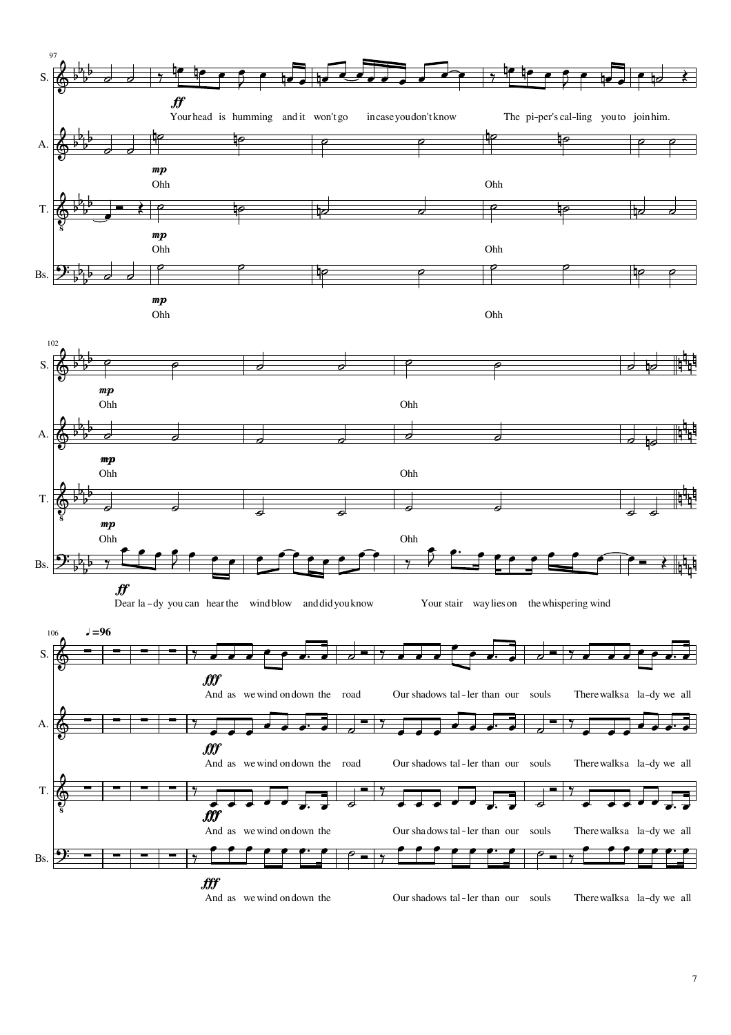**S.**

*ff*
Your head is humming and it won't go in case you don't know
The pi-per's cal-ling you to join him.

*mp*
Ohh
Ohh

**A.**

*mp*
Ohh
Ohh

*mp*
Ohh
Ohh

**T.**

*mp*
Ohh
Ohh

*mp*
Ohh
Ohh

**Bs.**

*mp*
Ohh
Ohh

*ff*
Dear la-dy you can hear the wind blow and did you know
Your stair way lies on the whispering wind

♩=96

**S.**

*fff*
And as we wind on down the road
Our shadows tal-ler than our souls
There walks a la-dy we all

**A.**

*fff*
And as we wind on down the road
Our shadows tal-ler than our souls
There walks a la-dy we all

**T.**

*fff*
And as we wind on down the
Our shadows tal-ler than our souls
There walks a la-dy we all

**Bs.**

*fff*
And as we wind on down the
Our shadows tal-ler than our souls
There walks a la-dy we all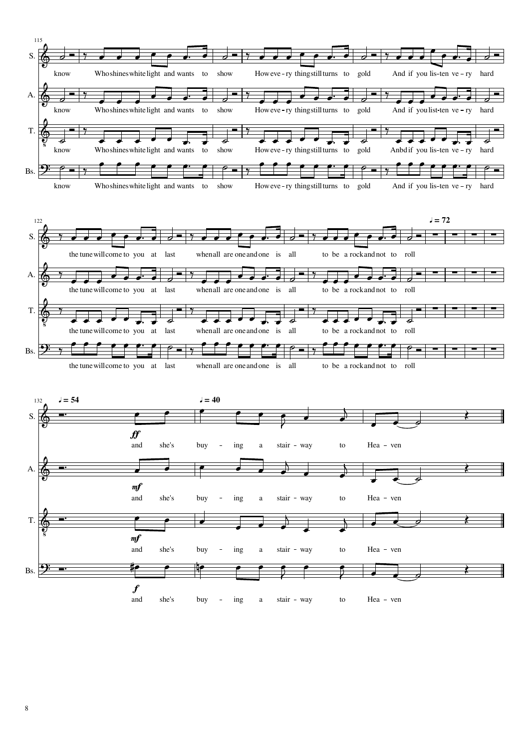115

S. know Who shines white light and wants to show How eve - ry thing still turns to gold And if you lis-ten ve - ry hard

A. know Who shines white light and wants to show How eve - ry thing still turns to gold And if you list-ten ve - ry hard

T. know Who shines white light and wants to show How eve - ry thing still turns to gold Anbd if you lis-ten ve - ry hard

Bs. know Who shines white light and wants to show How eve - ry thing still turns to gold And if you lis-ten ve - ry hard

122

♩ = 72

S. the tune will come to you at last when all are one and one is all to be a rock and not to roll

A. the tune will come to you at last when all are one and one is all to be a rock and not to roll

T. the tune will come to you at last when all are one and one is all to be a rock and not to roll

Bs. the tune will come to you at last when all are one and one is all to be a rock and not to roll

132

♩ = 54 ♩ = 40

S. *ff* and she's buy - ing a stair - way to Hea - ven

A. *mf* and she's buy - ing a stair - way to Hea - ven

T. *mf* and she's buy - ing a stair - way to Hea - ven

Bs. *f* and she's buy - ing a stair - way to Hea - ven